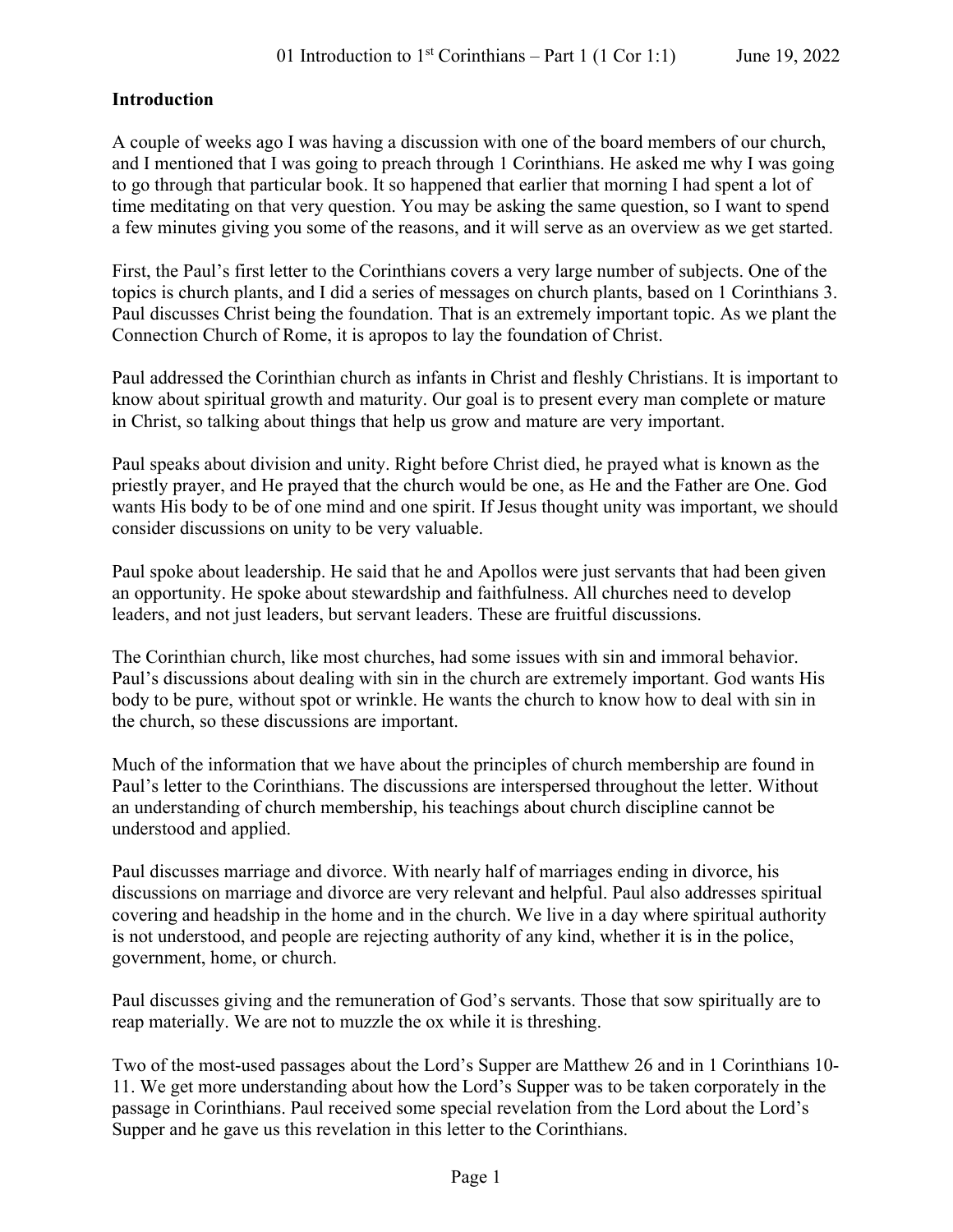**Introduction**

A couple of weeks ago I was having a discussion with one of the board members of our church, and I mentioned that I was going to preach through 1 Corinthians. He asked me why I was going to go through that particular book. It so happened that earlier that morning I had spent a lot of time meditating on that very question. You may be asking the same question, so I want to spend a few minutes giving you some of the reasons, and it will serve as an overview as we get started.

First, the Paul's first letter to the Corinthians covers a very large number of subjects. One of the topics is church plants, and I did a series of messages on church plants, based on 1 Corinthians 3. Paul discusses Christ being the foundation. That is an extremely important topic. As we plant the Connection Church of Rome, it is apropos to lay the foundation of Christ.

Paul addressed the Corinthian church as infants in Christ and fleshly Christians. It is important to know about spiritual growth and maturity. Our goal is to present every man complete or mature in Christ, so talking about things that help us grow and mature are very important.

Paul speaks about division and unity. Right before Christ died, he prayed what is known as the priestly prayer, and He prayed that the church would be one, as He and the Father are One. God wants His body to be of one mind and one spirit. If Jesus thought unity was important, we should consider discussions on unity to be very valuable.

Paul spoke about leadership. He said that he and Apollos were just servants that had been given an opportunity. He spoke about stewardship and faithfulness. All churches need to develop leaders, and not just leaders, but servant leaders. These are fruitful discussions.

The Corinthian church, like most churches, had some issues with sin and immoral behavior. Paul's discussions about dealing with sin in the church are extremely important. God wants His body to be pure, without spot or wrinkle. He wants the church to know how to deal with sin in the church, so these discussions are important.

Much of the information that we have about the principles of church membership are found in Paul's letter to the Corinthians. The discussions are interspersed throughout the letter. Without an understanding of church membership, his teachings about church discipline cannot be understood and applied.

Paul discusses marriage and divorce. With nearly half of marriages ending in divorce, his discussions on marriage and divorce are very relevant and helpful. Paul also addresses spiritual covering and headship in the home and in the church. We live in a day where spiritual authority is not understood, and people are rejecting authority of any kind, whether it is in the police, government, home, or church.

Paul discusses giving and the remuneration of God's servants. Those that sow spiritually are to reap materially. We are not to muzzle the ox while it is threshing.

Two of the most-used passages about the Lord's Supper are Matthew 26 and in 1 Corinthians 10-11. We get more understanding about how the Lord's Supper was to be taken corporately in the passage in Corinthians. Paul received some special revelation from the Lord about the Lord's Supper and he gave us this revelation in this letter to the Corinthians.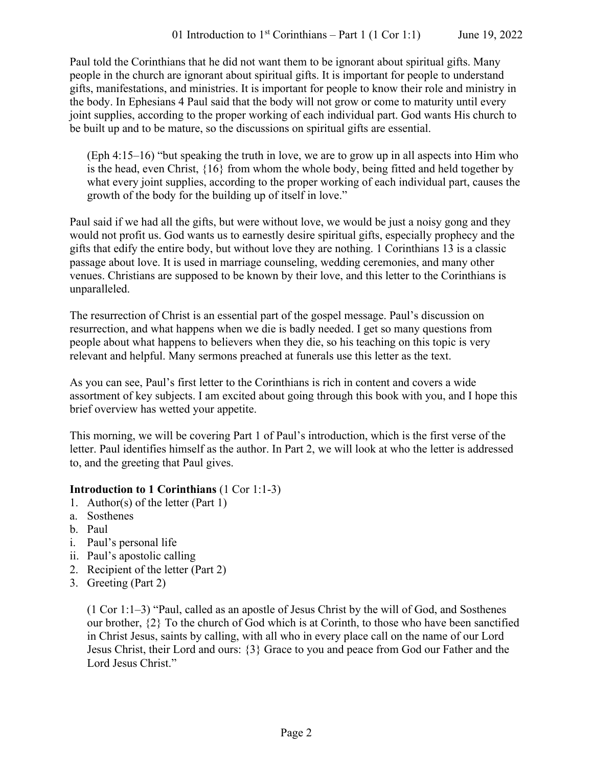Paul told the Corinthians that he did not want them to be ignorant about spiritual gifts. Many people in the church are ignorant about spiritual gifts. It is important for people to understand gifts, manifestations, and ministries. It is important for people to know their role and ministry in the body. In Ephesians 4 Paul said that the body will not grow or come to maturity until every joint supplies, according to the proper working of each individual part. God wants His church to be built up and to be mature, so the discussions on spiritual gifts are essential.

> (Eph 4:15–16) "but speaking the truth in love, we are to grow up in all aspects into Him who is the head, even Christ, {16} from whom the whole body, being fitted and held together by what every joint supplies, according to the proper working of each individual part, causes the growth of the body for the building up of itself in love."

Paul said if we had all the gifts, but were without love, we would be just a noisy gong and they would not profit us. God wants us to earnestly desire spiritual gifts, especially prophecy and the gifts that edify the entire body, but without love they are nothing. 1 Corinthians 13 is a classic passage about love. It is used in marriage counseling, wedding ceremonies, and many other venues. Christians are supposed to be known by their love, and this letter to the Corinthians is unparalleled.

The resurrection of Christ is an essential part of the gospel message. Paul's discussion on resurrection, and what happens when we die is badly needed. I get so many questions from people about what happens to believers when they die, so his teaching on this topic is very relevant and helpful. Many sermons preached at funerals use this letter as the text.

As you can see, Paul's first letter to the Corinthians is rich in content and covers a wide assortment of key subjects. I am excited about going through this book with you, and I hope this brief overview has wetted your appetite.

This morning, we will be covering Part 1 of Paul's introduction, which is the first verse of the letter. Paul identifies himself as the author. In Part 2, we will look at who the letter is addressed to, and the greeting that Paul gives.

**Introduction to 1 Corinthians** (1 Cor 1:1-3)

1. Author(s) of the letter (Part 1)
   a. Sosthenes
   b. Paul
      i. Paul's personal life
      ii. Paul's apostolic calling
2. Recipient of the letter (Part 2)
3. Greeting (Part 2)

> (1 Cor 1:1–3) "Paul, called as an apostle of Jesus Christ by the will of God, and Sosthenes our brother, {2} To the church of God which is at Corinth, to those who have been sanctified in Christ Jesus, saints by calling, with all who in every place call on the name of our Lord Jesus Christ, their Lord and ours: {3} Grace to you and peace from God our Father and the Lord Jesus Christ."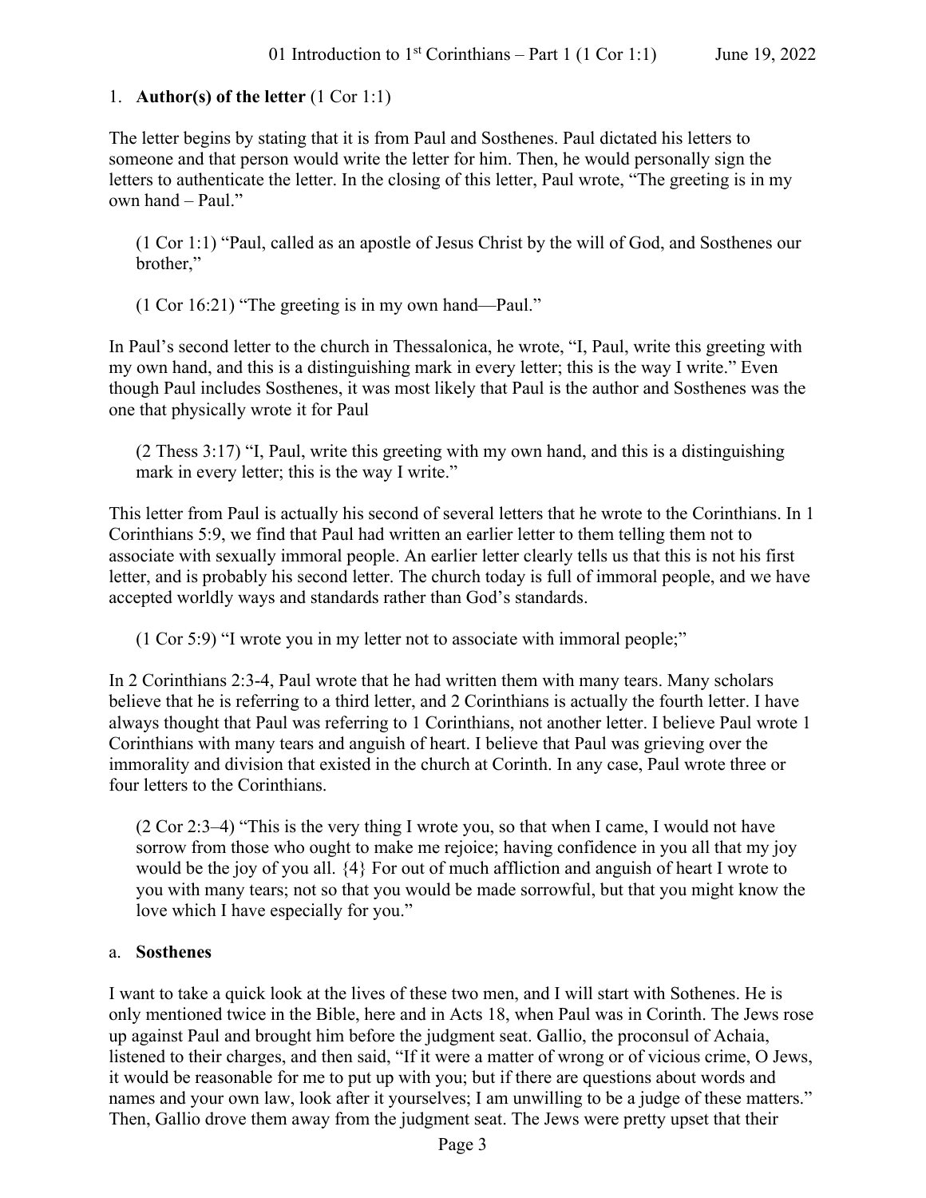1. **Author(s) of the letter** (1 Cor 1:1)

The letter begins by stating that it is from Paul and Sosthenes. Paul dictated his letters to someone and that person would write the letter for him. Then, he would personally sign the letters to authenticate the letter. In the closing of this letter, Paul wrote, "The greeting is in my own hand – Paul."

> (1 Cor 1:1) "Paul, called as an apostle of Jesus Christ by the will of God, and Sosthenes our brother,"

> (1 Cor 16:21) "The greeting is in my own hand—Paul."

In Paul's second letter to the church in Thessalonica, he wrote, "I, Paul, write this greeting with my own hand, and this is a distinguishing mark in every letter; this is the way I write." Even though Paul includes Sosthenes, it was most likely that Paul is the author and Sosthenes was the one that physically wrote it for Paul

> (2 Thess 3:17) "I, Paul, write this greeting with my own hand, and this is a distinguishing mark in every letter; this is the way I write."

This letter from Paul is actually his second of several letters that he wrote to the Corinthians. In 1 Corinthians 5:9, we find that Paul had written an earlier letter to them telling them not to associate with sexually immoral people. An earlier letter clearly tells us that this is not his first letter, and is probably his second letter. The church today is full of immoral people, and we have accepted worldly ways and standards rather than God's standards.

> (1 Cor 5:9) "I wrote you in my letter not to associate with immoral people;"

In 2 Corinthians 2:3-4, Paul wrote that he had written them with many tears. Many scholars believe that he is referring to a third letter, and 2 Corinthians is actually the fourth letter. I have always thought that Paul was referring to 1 Corinthians, not another letter. I believe Paul wrote 1 Corinthians with many tears and anguish of heart. I believe that Paul was grieving over the immorality and division that existed in the church at Corinth. In any case, Paul wrote three or four letters to the Corinthians.

> (2 Cor 2:3–4) "This is the very thing I wrote you, so that when I came, I would not have sorrow from those who ought to make me rejoice; having confidence in you all that my joy would be the joy of you all. {4} For out of much affliction and anguish of heart I wrote to you with many tears; not so that you would be made sorrowful, but that you might know the love which I have especially for you."

a. **Sosthenes**

I want to take a quick look at the lives of these two men, and I will start with Sothenes. He is only mentioned twice in the Bible, here and in Acts 18, when Paul was in Corinth. The Jews rose up against Paul and brought him before the judgment seat. Gallio, the proconsul of Achaia, listened to their charges, and then said, "If it were a matter of wrong or of vicious crime, O Jews, it would be reasonable for me to put up with you; but if there are questions about words and names and your own law, look after it yourselves; I am unwilling to be a judge of these matters." Then, Gallio drove them away from the judgment seat. The Jews were pretty upset that their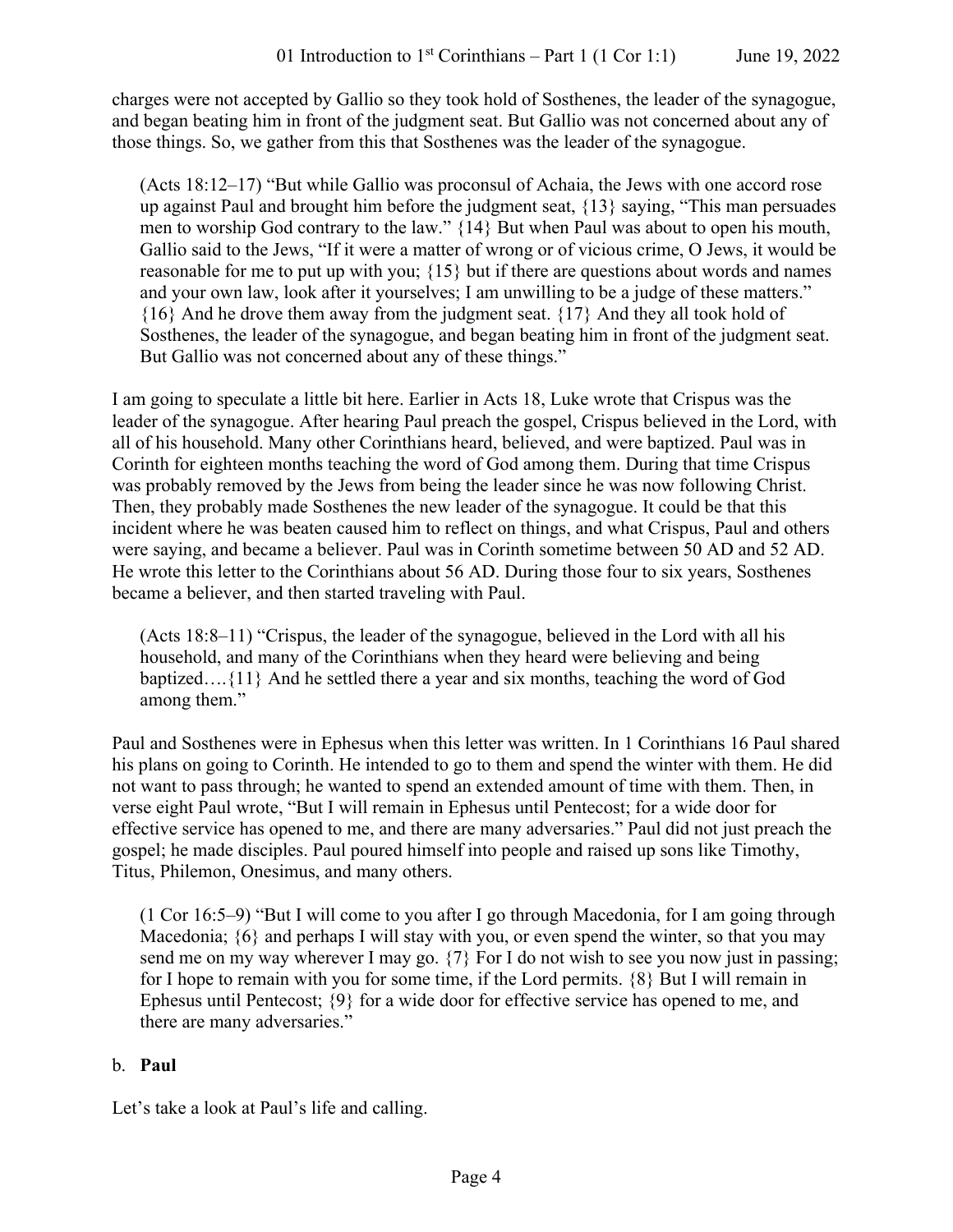charges were not accepted by Gallio so they took hold of Sosthenes, the leader of the synagogue, and began beating him in front of the judgment seat. But Gallio was not concerned about any of those things. So, we gather from this that Sosthenes was the leader of the synagogue.

> (Acts 18:12–17) "But while Gallio was proconsul of Achaia, the Jews with one accord rose up against Paul and brought him before the judgment seat, {13} saying, "This man persuades men to worship God contrary to the law." {14} But when Paul was about to open his mouth, Gallio said to the Jews, "If it were a matter of wrong or of vicious crime, O Jews, it would be reasonable for me to put up with you; {15} but if there are questions about words and names and your own law, look after it yourselves; I am unwilling to be a judge of these matters." {16} And he drove them away from the judgment seat. {17} And they all took hold of Sosthenes, the leader of the synagogue, and began beating him in front of the judgment seat. But Gallio was not concerned about any of these things."

I am going to speculate a little bit here. Earlier in Acts 18, Luke wrote that Crispus was the leader of the synagogue. After hearing Paul preach the gospel, Crispus believed in the Lord, with all of his household. Many other Corinthians heard, believed, and were baptized. Paul was in Corinth for eighteen months teaching the word of God among them. During that time Crispus was probably removed by the Jews from being the leader since he was now following Christ. Then, they probably made Sosthenes the new leader of the synagogue. It could be that this incident where he was beaten caused him to reflect on things, and what Crispus, Paul and others were saying, and became a believer. Paul was in Corinth sometime between 50 AD and 52 AD. He wrote this letter to the Corinthians about 56 AD. During those four to six years, Sosthenes became a believer, and then started traveling with Paul.

> (Acts 18:8–11) "Crispus, the leader of the synagogue, believed in the Lord with all his household, and many of the Corinthians when they heard were believing and being baptized….{11} And he settled there a year and six months, teaching the word of God among them."

Paul and Sosthenes were in Ephesus when this letter was written. In 1 Corinthians 16 Paul shared his plans on going to Corinth. He intended to go to them and spend the winter with them. He did not want to pass through; he wanted to spend an extended amount of time with them. Then, in verse eight Paul wrote, "But I will remain in Ephesus until Pentecost; for a wide door for effective service has opened to me, and there are many adversaries." Paul did not just preach the gospel; he made disciples. Paul poured himself into people and raised up sons like Timothy, Titus, Philemon, Onesimus, and many others.

> (1 Cor 16:5–9) "But I will come to you after I go through Macedonia, for I am going through Macedonia; {6} and perhaps I will stay with you, or even spend the winter, so that you may send me on my way wherever I may go. {7} For I do not wish to see you now just in passing; for I hope to remain with you for some time, if the Lord permits. {8} But I will remain in Ephesus until Pentecost; {9} for a wide door for effective service has opened to me, and there are many adversaries."

b. **Paul**

Let's take a look at Paul's life and calling.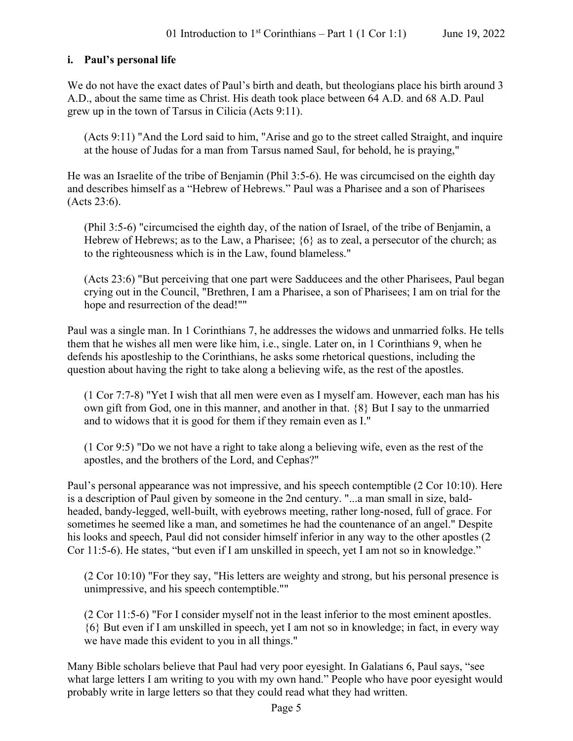### i. Paul's personal life

We do not have the exact dates of Paul's birth and death, but theologians place his birth around 3 A.D., about the same time as Christ. His death took place between 64 A.D. and 68 A.D. Paul grew up in the town of Tarsus in Cilicia (Acts 9:11).

> (Acts 9:11) "And the Lord said to him, "Arise and go to the street called Straight, and inquire at the house of Judas for a man from Tarsus named Saul, for behold, he is praying,"

He was an Israelite of the tribe of Benjamin (Phil 3:5-6). He was circumcised on the eighth day and describes himself as a "Hebrew of Hebrews." Paul was a Pharisee and a son of Pharisees (Acts 23:6).

> (Phil 3:5-6) "circumcised the eighth day, of the nation of Israel, of the tribe of Benjamin, a Hebrew of Hebrews; as to the Law, a Pharisee; {6} as to zeal, a persecutor of the church; as to the righteousness which is in the Law, found blameless."

> (Acts 23:6) "But perceiving that one part were Sadducees and the other Pharisees, Paul began crying out in the Council, "Brethren, I am a Pharisee, a son of Pharisees; I am on trial for the hope and resurrection of the dead!""

Paul was a single man. In 1 Corinthians 7, he addresses the widows and unmarried folks. He tells them that he wishes all men were like him, i.e., single. Later on, in 1 Corinthians 9, when he defends his apostleship to the Corinthians, he asks some rhetorical questions, including the question about having the right to take along a believing wife, as the rest of the apostles.

> (1 Cor 7:7-8) "Yet I wish that all men were even as I myself am. However, each man has his own gift from God, one in this manner, and another in that. {8} But I say to the unmarried and to widows that it is good for them if they remain even as I."

> (1 Cor 9:5) "Do we not have a right to take along a believing wife, even as the rest of the apostles, and the brothers of the Lord, and Cephas?"

Paul's personal appearance was not impressive, and his speech contemptible (2 Cor 10:10). Here is a description of Paul given by someone in the 2nd century. "...a man small in size, bald-headed, bandy-legged, well-built, with eyebrows meeting, rather long-nosed, full of grace. For sometimes he seemed like a man, and sometimes he had the countenance of an angel." Despite his looks and speech, Paul did not consider himself inferior in any way to the other apostles (2 Cor 11:5-6). He states, "but even if I am unskilled in speech, yet I am not so in knowledge."

> (2 Cor 10:10) "For they say, "His letters are weighty and strong, but his personal presence is unimpressive, and his speech contemptible.""

> (2 Cor 11:5-6) "For I consider myself not in the least inferior to the most eminent apostles. {6} But even if I am unskilled in speech, yet I am not so in knowledge; in fact, in every way we have made this evident to you in all things."

Many Bible scholars believe that Paul had very poor eyesight. In Galatians 6, Paul says, "see what large letters I am writing to you with my own hand." People who have poor eyesight would probably write in large letters so that they could read what they had written.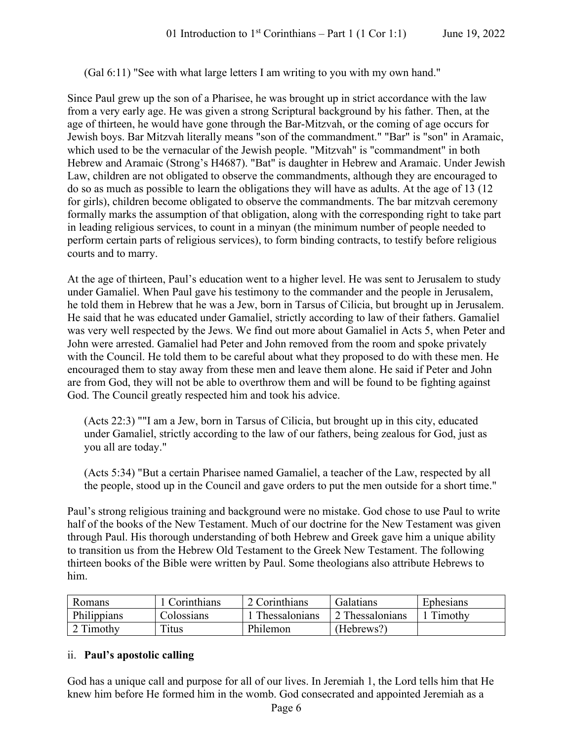(Gal 6:11) "See with what large letters I am writing to you with my own hand."

Since Paul grew up the son of a Pharisee, he was brought up in strict accordance with the law from a very early age. He was given a strong Scriptural background by his father. Then, at the age of thirteen, he would have gone through the Bar-Mitzvah, or the coming of age occurs for Jewish boys. Bar Mitzvah literally means "son of the commandment." "Bar" is "son" in Aramaic, which used to be the vernacular of the Jewish people. "Mitzvah" is "commandment" in both Hebrew and Aramaic (Strong's H4687). "Bat" is daughter in Hebrew and Aramaic. Under Jewish Law, children are not obligated to observe the commandments, although they are encouraged to do so as much as possible to learn the obligations they will have as adults. At the age of 13 (12 for girls), children become obligated to observe the commandments. The bar mitzvah ceremony formally marks the assumption of that obligation, along with the corresponding right to take part in leading religious services, to count in a minyan (the minimum number of people needed to perform certain parts of religious services), to form binding contracts, to testify before religious courts and to marry.

At the age of thirteen, Paul's education went to a higher level. He was sent to Jerusalem to study under Gamaliel. When Paul gave his testimony to the commander and the people in Jerusalem, he told them in Hebrew that he was a Jew, born in Tarsus of Cilicia, but brought up in Jerusalem. He said that he was educated under Gamaliel, strictly according to law of their fathers. Gamaliel was very well respected by the Jews. We find out more about Gamaliel in Acts 5, when Peter and John were arrested. Gamaliel had Peter and John removed from the room and spoke privately with the Council. He told them to be careful about what they proposed to do with these men. He encouraged them to stay away from these men and leave them alone. He said if Peter and John are from God, they will not be able to overthrow them and will be found to be fighting against God. The Council greatly respected him and took his advice.

(Acts 22:3) ""I am a Jew, born in Tarsus of Cilicia, but brought up in this city, educated under Gamaliel, strictly according to the law of our fathers, being zealous for God, just as you all are today."

(Acts 5:34) "But a certain Pharisee named Gamaliel, a teacher of the Law, respected by all the people, stood up in the Council and gave orders to put the men outside for a short time."

Paul's strong religious training and background were no mistake. God chose to use Paul to write half of the books of the New Testament. Much of our doctrine for the New Testament was given through Paul. His thorough understanding of both Hebrew and Greek gave him a unique ability to transition us from the Hebrew Old Testament to the Greek New Testament. The following thirteen books of the Bible were written by Paul. Some theologians also attribute Hebrews to him.

| | | | | |
|---|---|---|---|---|
| Romans | 1 Corinthians | 2 Corinthians | Galatians | Ephesians |
| Philippians | Colossians | 1 Thessalonians | 2 Thessalonians | 1 Timothy |
| 2 Timothy | Titus | Philemon | (Hebrews?) | |

ii. **Paul's apostolic calling**

God has a unique call and purpose for all of our lives. In Jeremiah 1, the Lord tells him that He knew him before He formed him in the womb. God consecrated and appointed Jeremiah as a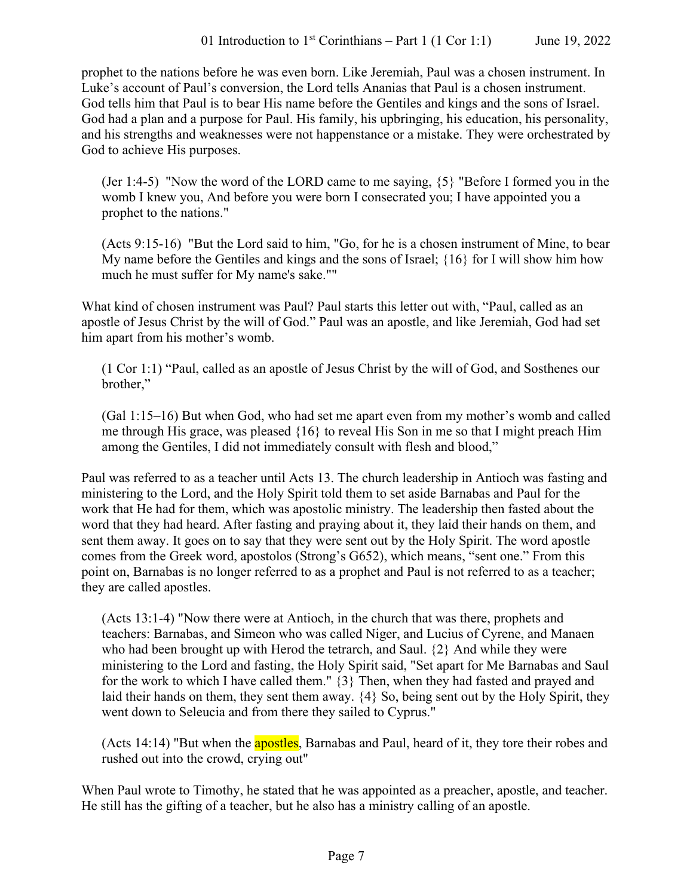prophet to the nations before he was even born. Like Jeremiah, Paul was a chosen instrument. In Luke's account of Paul's conversion, the Lord tells Ananias that Paul is a chosen instrument. God tells him that Paul is to bear His name before the Gentiles and kings and the sons of Israel. God had a plan and a purpose for Paul. His family, his upbringing, his education, his personality, and his strengths and weaknesses were not happenstance or a mistake. They were orchestrated by God to achieve His purposes.

> (Jer 1:4-5) "Now the word of the LORD came to me saying, {5} "Before I formed you in the womb I knew you, And before you were born I consecrated you; I have appointed you a prophet to the nations."

> (Acts 9:15-16) "But the Lord said to him, "Go, for he is a chosen instrument of Mine, to bear My name before the Gentiles and kings and the sons of Israel; {16} for I will show him how much he must suffer for My name's sake.""

What kind of chosen instrument was Paul? Paul starts this letter out with, "Paul, called as an apostle of Jesus Christ by the will of God." Paul was an apostle, and like Jeremiah, God had set him apart from his mother's womb.

> (1 Cor 1:1) "Paul, called as an apostle of Jesus Christ by the will of God, and Sosthenes our brother,"

> (Gal 1:15–16) But when God, who had set me apart even from my mother's womb and called me through His grace, was pleased {16} to reveal His Son in me so that I might preach Him among the Gentiles, I did not immediately consult with flesh and blood,"

Paul was referred to as a teacher until Acts 13. The church leadership in Antioch was fasting and ministering to the Lord, and the Holy Spirit told them to set aside Barnabas and Paul for the work that He had for them, which was apostolic ministry. The leadership then fasted about the word that they had heard. After fasting and praying about it, they laid their hands on them, and sent them away. It goes on to say that they were sent out by the Holy Spirit. The word apostle comes from the Greek word, apostolos (Strong's G652), which means, "sent one." From this point on, Barnabas is no longer referred to as a prophet and Paul is not referred to as a teacher; they are called apostles.

> (Acts 13:1-4) "Now there were at Antioch, in the church that was there, prophets and teachers: Barnabas, and Simeon who was called Niger, and Lucius of Cyrene, and Manaen who had been brought up with Herod the tetrarch, and Saul. {2} And while they were ministering to the Lord and fasting, the Holy Spirit said, "Set apart for Me Barnabas and Saul for the work to which I have called them." {3} Then, when they had fasted and prayed and laid their hands on them, they sent them away. {4} So, being sent out by the Holy Spirit, they went down to Seleucia and from there they sailed to Cyprus."

> (Acts 14:14) "But when the apostles, Barnabas and Paul, heard of it, they tore their robes and rushed out into the crowd, crying out"

When Paul wrote to Timothy, he stated that he was appointed as a preacher, apostle, and teacher. He still has the gifting of a teacher, but he also has a ministry calling of an apostle.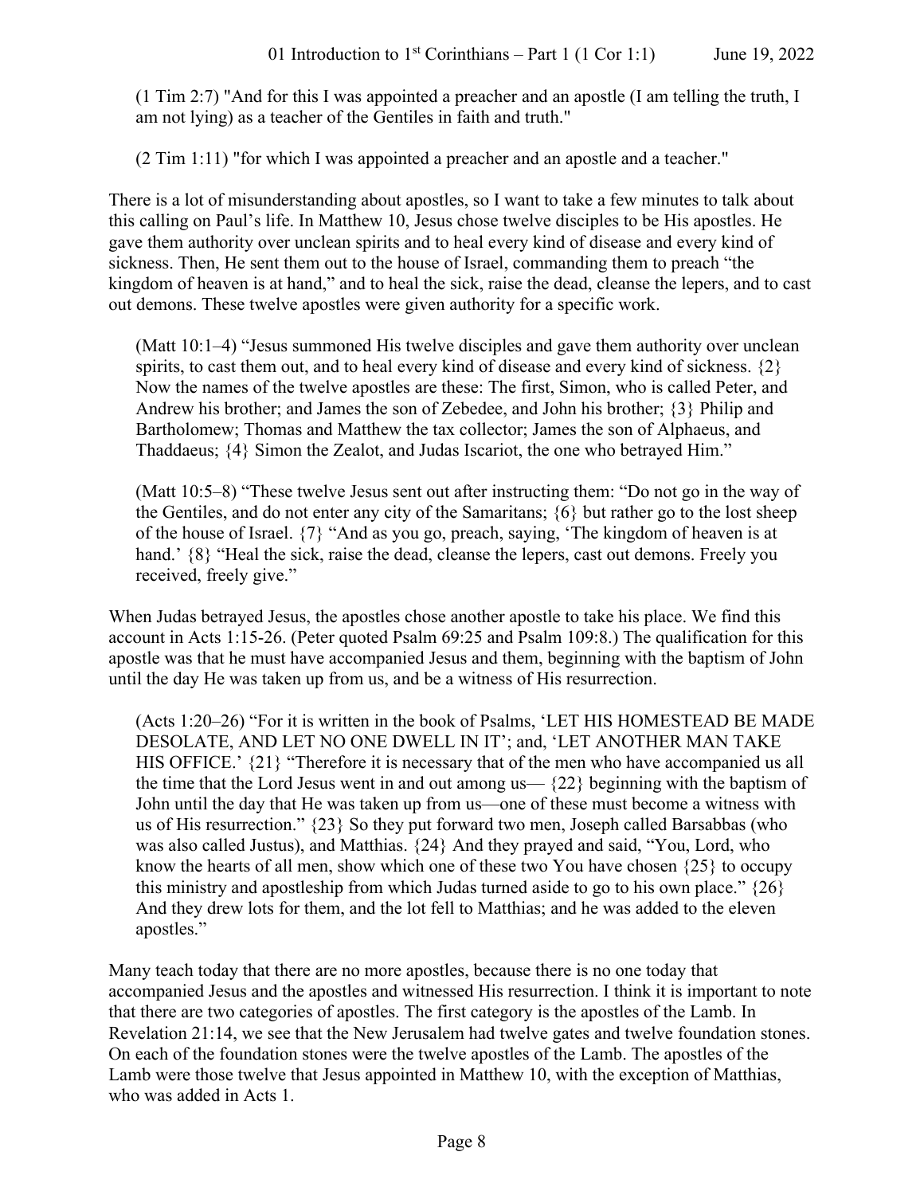(1 Tim 2:7) "And for this I was appointed a preacher and an apostle (I am telling the truth, I am not lying) as a teacher of the Gentiles in faith and truth."

(2 Tim 1:11) "for which I was appointed a preacher and an apostle and a teacher."

There is a lot of misunderstanding about apostles, so I want to take a few minutes to talk about this calling on Paul's life. In Matthew 10, Jesus chose twelve disciples to be His apostles. He gave them authority over unclean spirits and to heal every kind of disease and every kind of sickness. Then, He sent them out to the house of Israel, commanding them to preach "the kingdom of heaven is at hand," and to heal the sick, raise the dead, cleanse the lepers, and to cast out demons. These twelve apostles were given authority for a specific work.

(Matt 10:1–4) "Jesus summoned His twelve disciples and gave them authority over unclean spirits, to cast them out, and to heal every kind of disease and every kind of sickness. {2} Now the names of the twelve apostles are these: The first, Simon, who is called Peter, and Andrew his brother; and James the son of Zebedee, and John his brother; {3} Philip and Bartholomew; Thomas and Matthew the tax collector; James the son of Alphaeus, and Thaddaeus; {4} Simon the Zealot, and Judas Iscariot, the one who betrayed Him."

(Matt 10:5–8) "These twelve Jesus sent out after instructing them: "Do not go in the way of the Gentiles, and do not enter any city of the Samaritans; {6} but rather go to the lost sheep of the house of Israel. {7} "And as you go, preach, saying, 'The kingdom of heaven is at hand.' {8} "Heal the sick, raise the dead, cleanse the lepers, cast out demons. Freely you received, freely give."

When Judas betrayed Jesus, the apostles chose another apostle to take his place. We find this account in Acts 1:15-26. (Peter quoted Psalm 69:25 and Psalm 109:8.) The qualification for this apostle was that he must have accompanied Jesus and them, beginning with the baptism of John until the day He was taken up from us, and be a witness of His resurrection.

(Acts 1:20–26) "For it is written in the book of Psalms, 'LET HIS HOMESTEAD BE MADE DESOLATE, AND LET NO ONE DWELL IN IT'; and, 'LET ANOTHER MAN TAKE HIS OFFICE.' {21} "Therefore it is necessary that of the men who have accompanied us all the time that the Lord Jesus went in and out among us— {22} beginning with the baptism of John until the day that He was taken up from us—one of these must become a witness with us of His resurrection." {23} So they put forward two men, Joseph called Barsabbas (who was also called Justus), and Matthias. {24} And they prayed and said, "You, Lord, who know the hearts of all men, show which one of these two You have chosen {25} to occupy this ministry and apostleship from which Judas turned aside to go to his own place." {26} And they drew lots for them, and the lot fell to Matthias; and he was added to the eleven apostles."

Many teach today that there are no more apostles, because there is no one today that accompanied Jesus and the apostles and witnessed His resurrection. I think it is important to note that there are two categories of apostles. The first category is the apostles of the Lamb. In Revelation 21:14, we see that the New Jerusalem had twelve gates and twelve foundation stones. On each of the foundation stones were the twelve apostles of the Lamb. The apostles of the Lamb were those twelve that Jesus appointed in Matthew 10, with the exception of Matthias, who was added in Acts 1.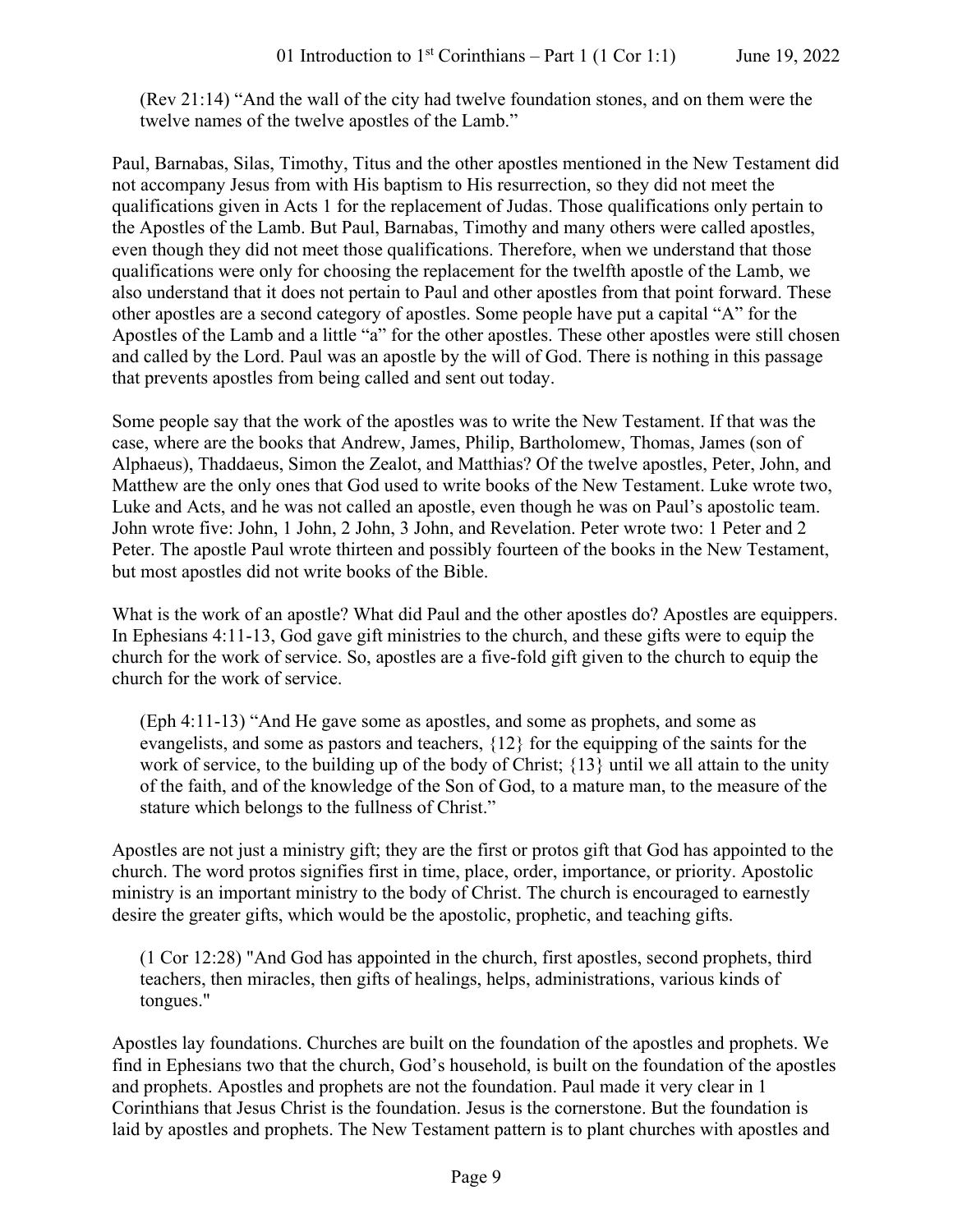(Rev 21:14) "And the wall of the city had twelve foundation stones, and on them were the twelve names of the twelve apostles of the Lamb."

Paul, Barnabas, Silas, Timothy, Titus and the other apostles mentioned in the New Testament did not accompany Jesus from with His baptism to His resurrection, so they did not meet the qualifications given in Acts 1 for the replacement of Judas. Those qualifications only pertain to the Apostles of the Lamb. But Paul, Barnabas, Timothy and many others were called apostles, even though they did not meet those qualifications. Therefore, when we understand that those qualifications were only for choosing the replacement for the twelfth apostle of the Lamb, we also understand that it does not pertain to Paul and other apostles from that point forward. These other apostles are a second category of apostles. Some people have put a capital "A" for the Apostles of the Lamb and a little "a" for the other apostles. These other apostles were still chosen and called by the Lord. Paul was an apostle by the will of God. There is nothing in this passage that prevents apostles from being called and sent out today.

Some people say that the work of the apostles was to write the New Testament. If that was the case, where are the books that Andrew, James, Philip, Bartholomew, Thomas, James (son of Alphaeus), Thaddaeus, Simon the Zealot, and Matthias? Of the twelve apostles, Peter, John, and Matthew are the only ones that God used to write books of the New Testament. Luke wrote two, Luke and Acts, and he was not called an apostle, even though he was on Paul's apostolic team. John wrote five: John, 1 John, 2 John, 3 John, and Revelation. Peter wrote two: 1 Peter and 2 Peter. The apostle Paul wrote thirteen and possibly fourteen of the books in the New Testament, but most apostles did not write books of the Bible.

What is the work of an apostle? What did Paul and the other apostles do? Apostles are equippers. In Ephesians 4:11-13, God gave gift ministries to the church, and these gifts were to equip the church for the work of service. So, apostles are a five-fold gift given to the church to equip the church for the work of service.

(Eph 4:11-13) "And He gave some as apostles, and some as prophets, and some as evangelists, and some as pastors and teachers, {12} for the equipping of the saints for the work of service, to the building up of the body of Christ; {13} until we all attain to the unity of the faith, and of the knowledge of the Son of God, to a mature man, to the measure of the stature which belongs to the fullness of Christ."

Apostles are not just a ministry gift; they are the first or protos gift that God has appointed to the church. The word protos signifies first in time, place, order, importance, or priority. Apostolic ministry is an important ministry to the body of Christ. The church is encouraged to earnestly desire the greater gifts, which would be the apostolic, prophetic, and teaching gifts.

(1 Cor 12:28) "And God has appointed in the church, first apostles, second prophets, third teachers, then miracles, then gifts of healings, helps, administrations, various kinds of tongues."

Apostles lay foundations. Churches are built on the foundation of the apostles and prophets. We find in Ephesians two that the church, God's household, is built on the foundation of the apostles and prophets. Apostles and prophets are not the foundation. Paul made it very clear in 1 Corinthians that Jesus Christ is the foundation. Jesus is the cornerstone. But the foundation is laid by apostles and prophets. The New Testament pattern is to plant churches with apostles and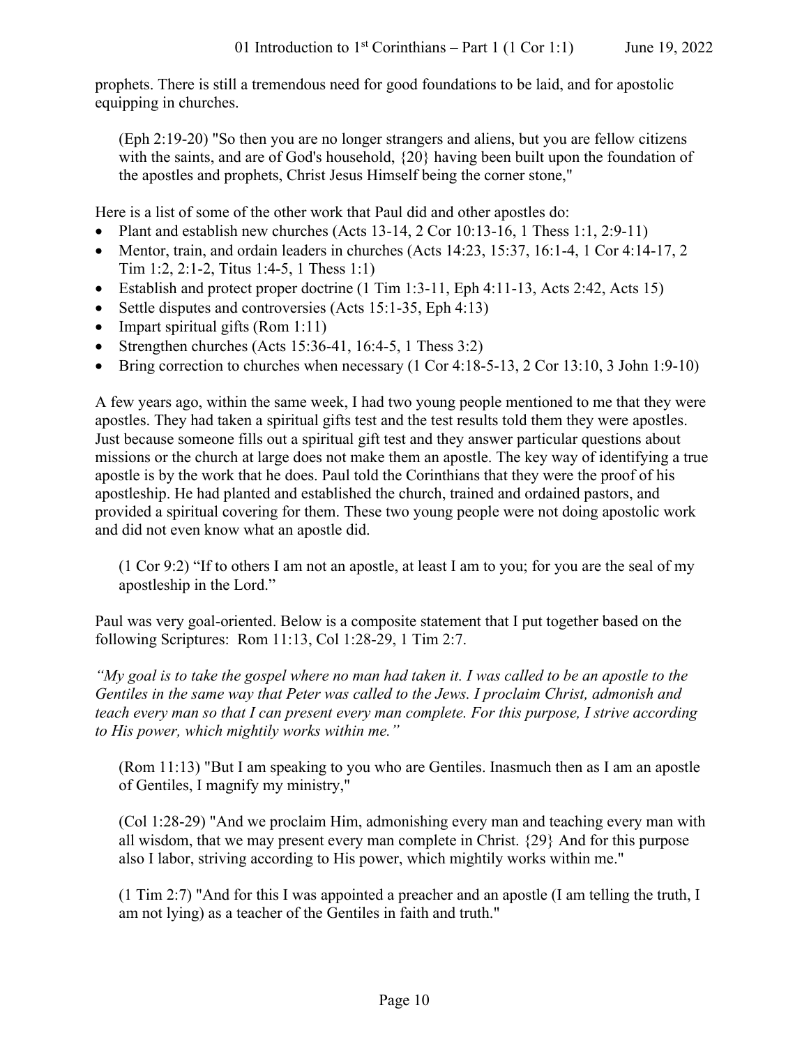prophets. There is still a tremendous need for good foundations to be laid, and for apostolic equipping in churches.

> (Eph 2:19-20) "So then you are no longer strangers and aliens, but you are fellow citizens with the saints, and are of God's household, {20} having been built upon the foundation of the apostles and prophets, Christ Jesus Himself being the corner stone,"

Here is a list of some of the other work that Paul did and other apostles do:

- Plant and establish new churches (Acts 13-14, 2 Cor 10:13-16, 1 Thess 1:1, 2:9-11)
- Mentor, train, and ordain leaders in churches (Acts 14:23, 15:37, 16:1-4, 1 Cor 4:14-17, 2 Tim 1:2, 2:1-2, Titus 1:4-5, 1 Thess 1:1)
- Establish and protect proper doctrine (1 Tim 1:3-11, Eph 4:11-13, Acts 2:42, Acts 15)
- Settle disputes and controversies (Acts 15:1-35, Eph 4:13)
- Impart spiritual gifts (Rom 1:11)
- Strengthen churches (Acts 15:36-41, 16:4-5, 1 Thess 3:2)
- Bring correction to churches when necessary (1 Cor 4:18-5-13, 2 Cor 13:10, 3 John 1:9-10)

A few years ago, within the same week, I had two young people mentioned to me that they were apostles. They had taken a spiritual gifts test and the test results told them they were apostles. Just because someone fills out a spiritual gift test and they answer particular questions about missions or the church at large does not make them an apostle. The key way of identifying a true apostle is by the work that he does. Paul told the Corinthians that they were the proof of his apostleship. He had planted and established the church, trained and ordained pastors, and provided a spiritual covering for them. These two young people were not doing apostolic work and did not even know what an apostle did.

> (1 Cor 9:2) "If to others I am not an apostle, at least I am to you; for you are the seal of my apostleship in the Lord."

Paul was very goal-oriented. Below is a composite statement that I put together based on the following Scriptures: Rom 11:13, Col 1:28-29, 1 Tim 2:7.

*"My goal is to take the gospel where no man had taken it. I was called to be an apostle to the Gentiles in the same way that Peter was called to the Jews. I proclaim Christ, admonish and teach every man so that I can present every man complete. For this purpose, I strive according to His power, which mightily works within me."*

> (Rom 11:13) "But I am speaking to you who are Gentiles. Inasmuch then as I am an apostle of Gentiles, I magnify my ministry,"

> (Col 1:28-29) "And we proclaim Him, admonishing every man and teaching every man with all wisdom, that we may present every man complete in Christ. {29} And for this purpose also I labor, striving according to His power, which mightily works within me."

> (1 Tim 2:7) "And for this I was appointed a preacher and an apostle (I am telling the truth, I am not lying) as a teacher of the Gentiles in faith and truth."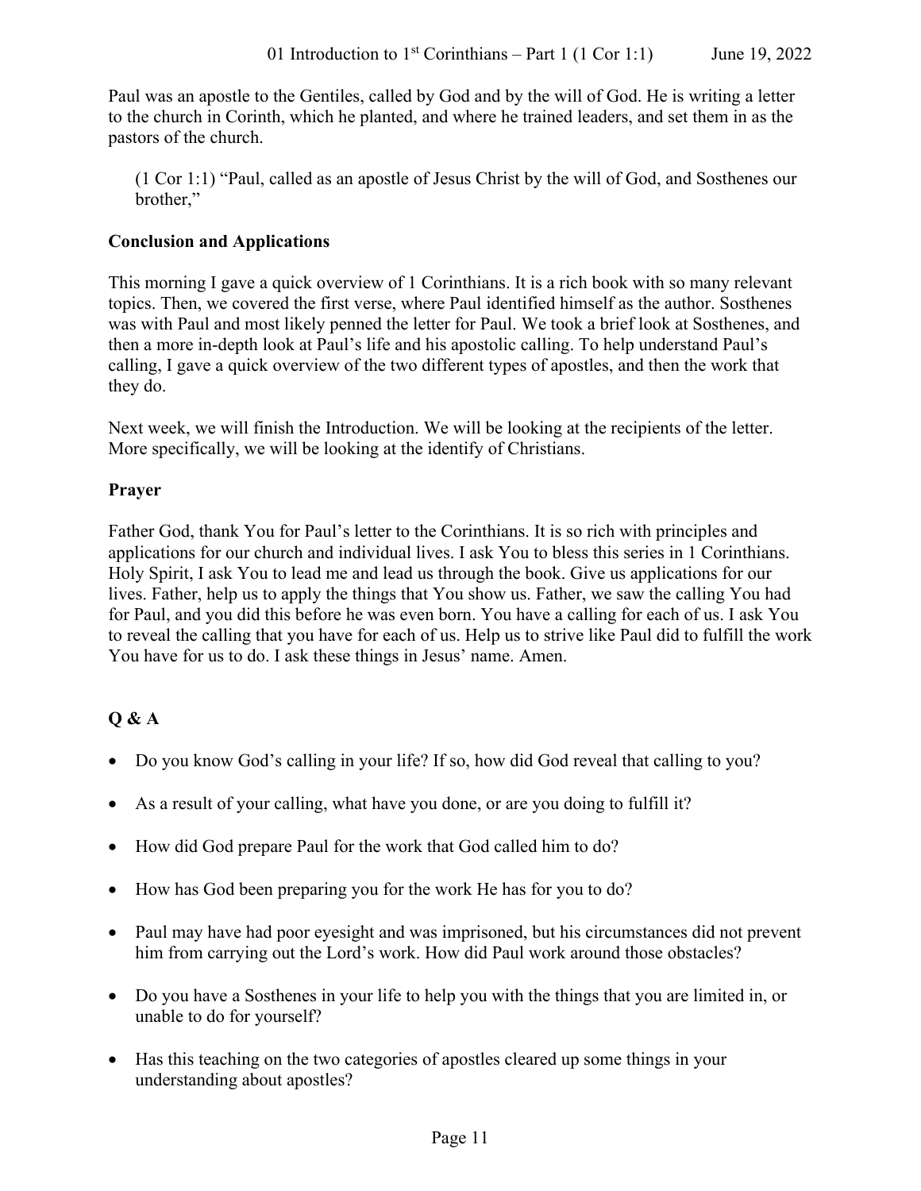Paul was an apostle to the Gentiles, called by God and by the will of God. He is writing a letter to the church in Corinth, which he planted, and where he trained leaders, and set them in as the pastors of the church.

> (1 Cor 1:1) "Paul, called as an apostle of Jesus Christ by the will of God, and Sosthenes our brother,"

**Conclusion and Applications**

This morning I gave a quick overview of 1 Corinthians. It is a rich book with so many relevant topics. Then, we covered the first verse, where Paul identified himself as the author. Sosthenes was with Paul and most likely penned the letter for Paul. We took a brief look at Sosthenes, and then a more in-depth look at Paul's life and his apostolic calling. To help understand Paul's calling, I gave a quick overview of the two different types of apostles, and then the work that they do.

Next week, we will finish the Introduction. We will be looking at the recipients of the letter. More specifically, we will be looking at the identify of Christians.

**Prayer**

Father God, thank You for Paul's letter to the Corinthians. It is so rich with principles and applications for our church and individual lives. I ask You to bless this series in 1 Corinthians. Holy Spirit, I ask You to lead me and lead us through the book. Give us applications for our lives. Father, help us to apply the things that You show us. Father, we saw the calling You had for Paul, and you did this before he was even born. You have a calling for each of us. I ask You to reveal the calling that you have for each of us. Help us to strive like Paul did to fulfill the work You have for us to do. I ask these things in Jesus' name. Amen.

**Q & A**

- Do you know God's calling in your life? If so, how did God reveal that calling to you?
- As a result of your calling, what have you done, or are you doing to fulfill it?
- How did God prepare Paul for the work that God called him to do?
- How has God been preparing you for the work He has for you to do?
- Paul may have had poor eyesight and was imprisoned, but his circumstances did not prevent him from carrying out the Lord's work. How did Paul work around those obstacles?
- Do you have a Sosthenes in your life to help you with the things that you are limited in, or unable to do for yourself?
- Has this teaching on the two categories of apostles cleared up some things in your understanding about apostles?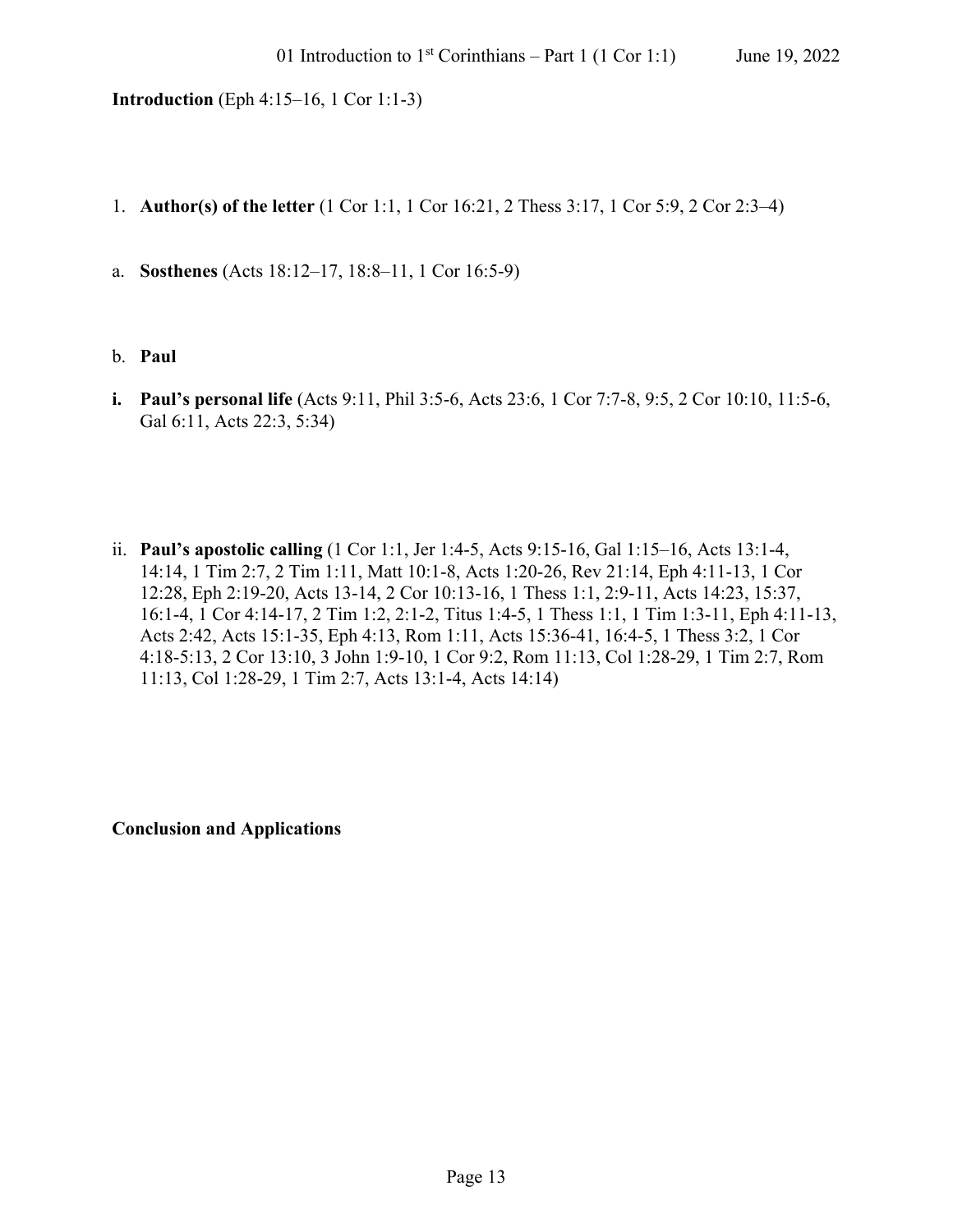**Introduction** (Eph 4:15–16, 1 Cor 1:1-3)

1. **Author(s) of the letter** (1 Cor 1:1, 1 Cor 16:21, 2 Thess 3:17, 1 Cor 5:9, 2 Cor 2:3–4)

a. **Sosthenes** (Acts 18:12–17, 18:8–11, 1 Cor 16:5-9)

b. **Paul**

**i.** **Paul's personal life** (Acts 9:11, Phil 3:5-6, Acts 23:6, 1 Cor 7:7-8, 9:5, 2 Cor 10:10, 11:5-6, Gal 6:11, Acts 22:3, 5:34)

ii. **Paul's apostolic calling** (1 Cor 1:1, Jer 1:4-5, Acts 9:15-16, Gal 1:15–16, Acts 13:1-4, 14:14, 1 Tim 2:7, 2 Tim 1:11, Matt 10:1-8, Acts 1:20-26, Rev 21:14, Eph 4:11-13, 1 Cor 12:28, Eph 2:19-20, Acts 13-14, 2 Cor 10:13-16, 1 Thess 1:1, 2:9-11, Acts 14:23, 15:37, 16:1-4, 1 Cor 4:14-17, 2 Tim 1:2, 2:1-2, Titus 1:4-5, 1 Thess 1:1, 1 Tim 1:3-11, Eph 4:11-13, Acts 2:42, Acts 15:1-35, Eph 4:13, Rom 1:11, Acts 15:36-41, 16:4-5, 1 Thess 3:2, 1 Cor 4:18-5:13, 2 Cor 13:10, 3 John 1:9-10, 1 Cor 9:2, Rom 11:13, Col 1:28-29, 1 Tim 2:7, Rom 11:13, Col 1:28-29, 1 Tim 2:7, Acts 13:1-4, Acts 14:14)

**Conclusion and Applications**